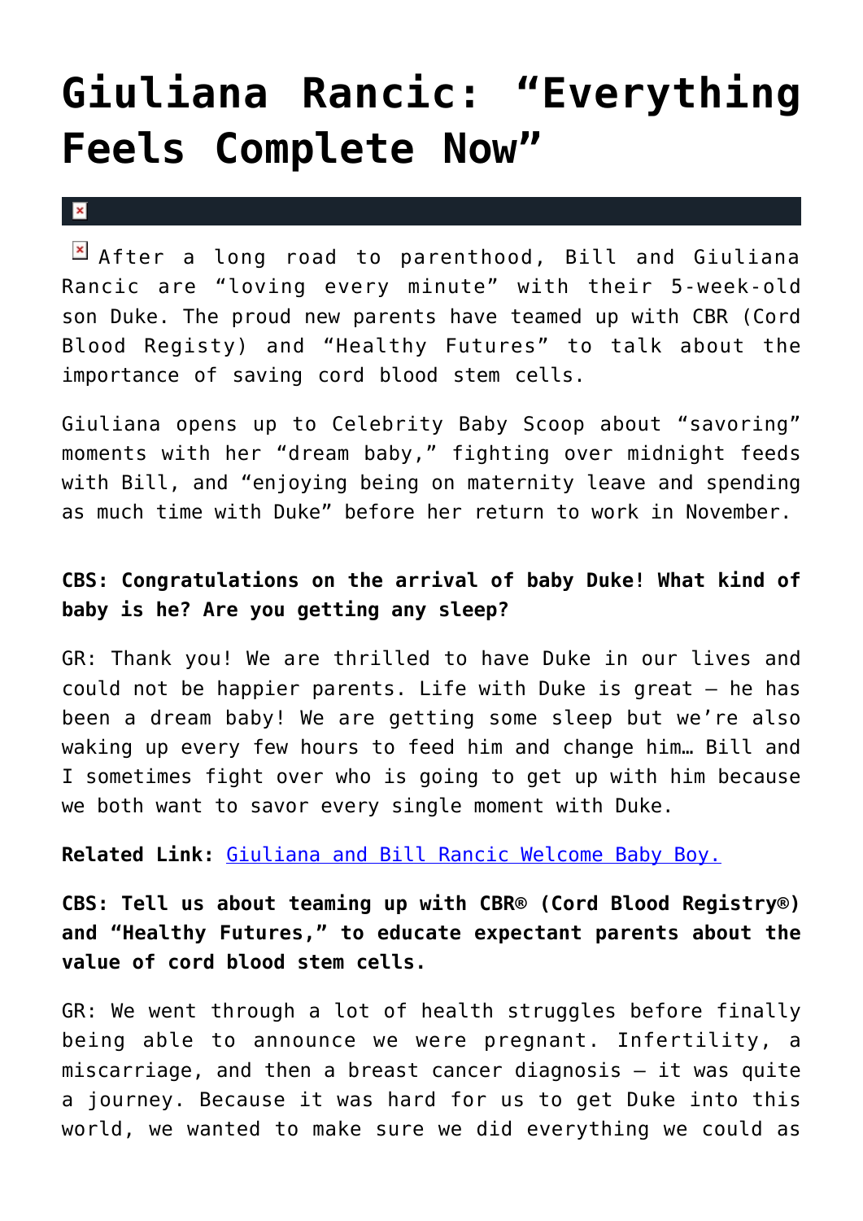# Giuliana Rancic: "Everything Feels Complete Now"

After a long road to parenthood, Bill and Giuliana Rancic are "loving every minute" with their 5-week-old son Duke. The proud new parents have teamed up with CBR (Cord Blood Registy) and "Healthy Futures" to talk about the importance of saving cord blood stem cells.

Giuliana opens up to Celebrity Baby Scoop about "savoring" moments with her "dream baby," fighting over midnight feeds with Bill, and "enjoying being on maternity leave and spending as much time with Duke" before her return to work in November.

**CBS: Congratulations on the arrival of baby Duke! What kind of baby is he? Are you getting any sleep?**

GR: Thank you! We are thrilled to have Duke in our lives and could not be happier parents. Life with Duke is great – he has been a dream baby! We are getting some sleep but we're also waking up every few hours to feed him and change him… Bill and I sometimes fight over who is going to get up with him because we both want to savor every single moment with Duke.

**Related Link:** Giuliana and Bill Rancic Welcome Baby Boy.

**CBS: Tell us about teaming up with CBR® (Cord Blood Registry®) and "Healthy Futures," to educate expectant parents about the value of cord blood stem cells.**

GR: We went through a lot of health struggles before finally being able to announce we were pregnant. Infertility, a miscarriage, and then a breast cancer diagnosis – it was quite a journey. Because it was hard for us to get Duke into this world, we wanted to make sure we did everything we could as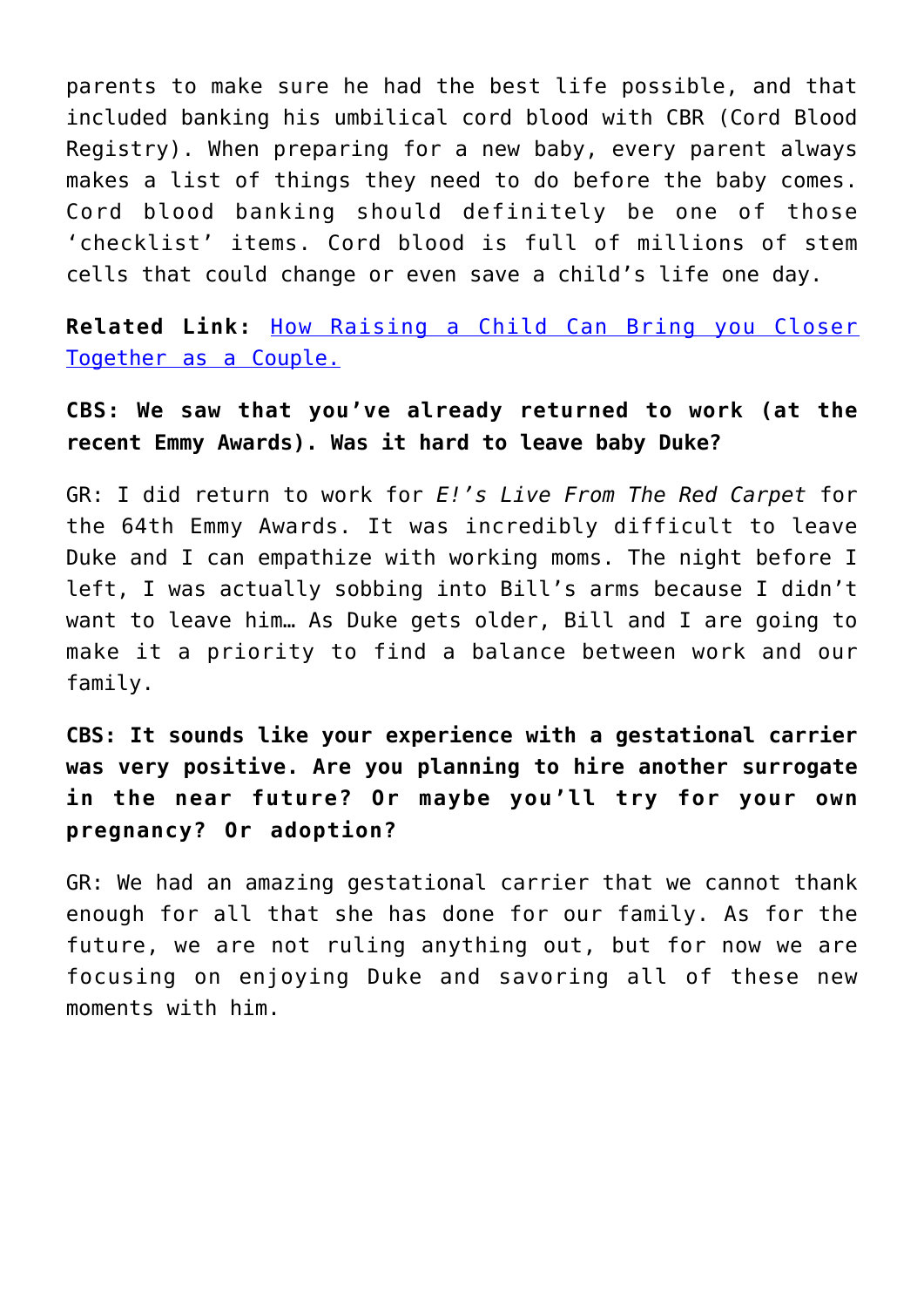parents to make sure he had the best life possible, and that included banking his umbilical cord blood with CBR (Cord Blood Registry). When preparing for a new baby, every parent always makes a list of things they need to do before the baby comes. Cord blood banking should definitely be one of those 'checklist' items. Cord blood is full of millions of stem cells that could change or even save a child's life one day.

**Related Link:** [How Raising a Child Can Bring you Closer Together as a Couple.]()

**CBS: We saw that you've already returned to work (at the recent Emmy Awards). Was it hard to leave baby Duke?**

GR: I did return to work for *E!'s Live From The Red Carpet* for the 64th Emmy Awards. It was incredibly difficult to leave Duke and I can empathize with working moms. The night before I left, I was actually sobbing into Bill's arms because I didn't want to leave him… As Duke gets older, Bill and I are going to make it a priority to find a balance between work and our family.

**CBS: It sounds like your experience with a gestational carrier was very positive. Are you planning to hire another surrogate in the near future? Or maybe you'll try for your own pregnancy? Or adoption?**

GR: We had an amazing gestational carrier that we cannot thank enough for all that she has done for our family. As for the future, we are not ruling anything out, but for now we are focusing on enjoying Duke and savoring all of these new moments with him.